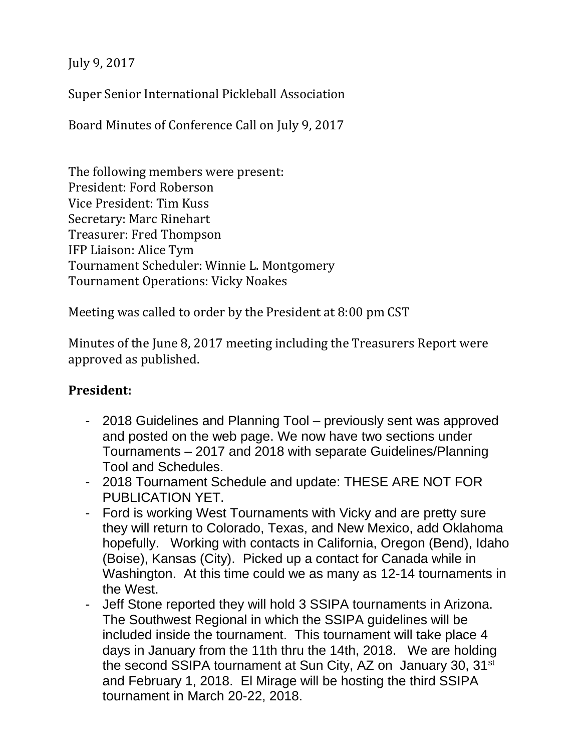July 9, 2017

Super Senior International Pickleball Association

Board Minutes of Conference Call on July 9, 2017

The following members were present:
President: Ford Roberson
Vice President: Tim Kuss
Secretary: Marc Rinehart
Treasurer: Fred Thompson
IFP Liaison: Alice Tym
Tournament Scheduler: Winnie L. Montgomery
Tournament Operations: Vicky Noakes

Meeting was called to order by the President at 8:00 pm CST

Minutes of the June 8, 2017 meeting including the Treasurers Report were approved as published.

**President:**

- 2018 Guidelines and Planning Tool – previously sent was approved and posted on the web page. We now have two sections under Tournaments – 2017 and 2018 with separate Guidelines/Planning Tool and Schedules.
- 2018 Tournament Schedule and update: THESE ARE NOT FOR PUBLICATION YET.
- Ford is working West Tournaments with Vicky and are pretty sure they will return to Colorado, Texas, and New Mexico, add Oklahoma hopefully. Working with contacts in California, Oregon (Bend), Idaho (Boise), Kansas (City). Picked up a contact for Canada while in Washington. At this time could we as many as 12-14 tournaments in the West.
- Jeff Stone reported they will hold 3 SSIPA tournaments in Arizona. The Southwest Regional in which the SSIPA guidelines will be included inside the tournament. This tournament will take place 4 days in January from the 11th thru the 14th, 2018. We are holding the second SSIPA tournament at Sun City, AZ on January 30, 31st and February 1, 2018. El Mirage will be hosting the third SSIPA tournament in March 20-22, 2018.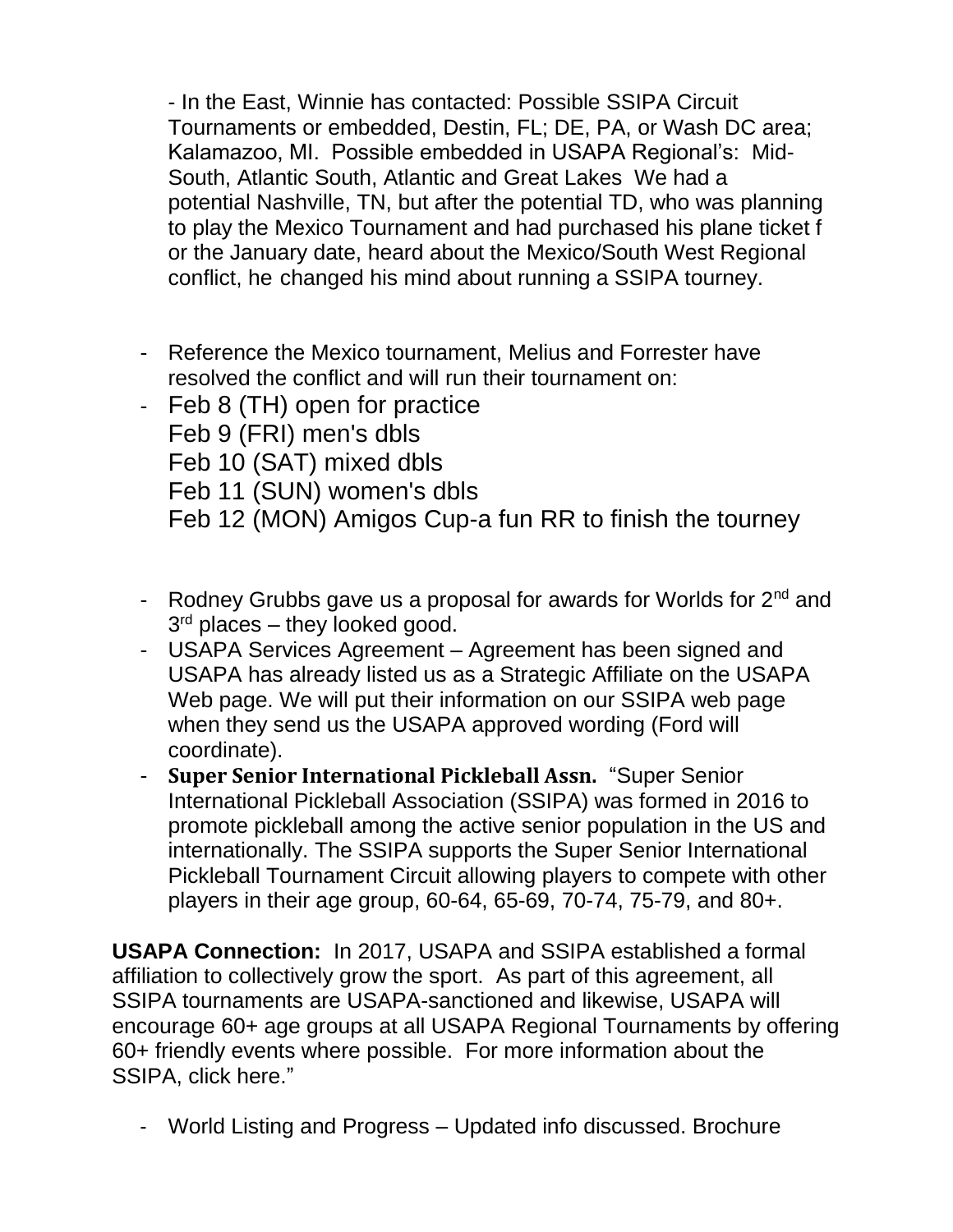- In the East, Winnie has contacted: Possible SSIPA Circuit Tournaments or embedded, Destin, FL; DE, PA, or Wash DC area; Kalamazoo, MI. Possible embedded in USAPA Regional's: Mid-South, Atlantic South, Atlantic and Great Lakes We had a potential Nashville, TN, but after the potential TD, who was planning to play the Mexico Tournament and had purchased his plane ticket f or the January date, heard about the Mexico/South West Regional conflict, he changed his mind about running a SSIPA tourney.

- Reference the Mexico tournament, Melius and Forrester have resolved the conflict and will run their tournament on:
- Feb 8 (TH) open for practice
  Feb 9 (FRI) men's dbls
  Feb 10 (SAT) mixed dbls
  Feb 11 (SUN) women's dbls
  Feb 12 (MON) Amigos Cup-a fun RR to finish the tourney

- Rodney Grubbs gave us a proposal for awards for Worlds for 2nd and 3rd places – they looked good.
- USAPA Services Agreement – Agreement has been signed and USAPA has already listed us as a Strategic Affiliate on the USAPA Web page. We will put their information on our SSIPA web page when they send us the USAPA approved wording (Ford will coordinate).
- **Super Senior International Pickleball Assn.** "Super Senior International Pickleball Association (SSIPA) was formed in 2016 to promote pickleball among the active senior population in the US and internationally. The SSIPA supports the Super Senior International Pickleball Tournament Circuit allowing players to compete with other players in their age group, 60-64, 65-69, 70-74, 75-79, and 80+.

**USAPA Connection:** In 2017, USAPA and SSIPA established a formal affiliation to collectively grow the sport. As part of this agreement, all SSIPA tournaments are USAPA-sanctioned and likewise, USAPA will encourage 60+ age groups at all USAPA Regional Tournaments by offering 60+ friendly events where possible. For more information about the SSIPA, click here."

- World Listing and Progress – Updated info discussed. Brochure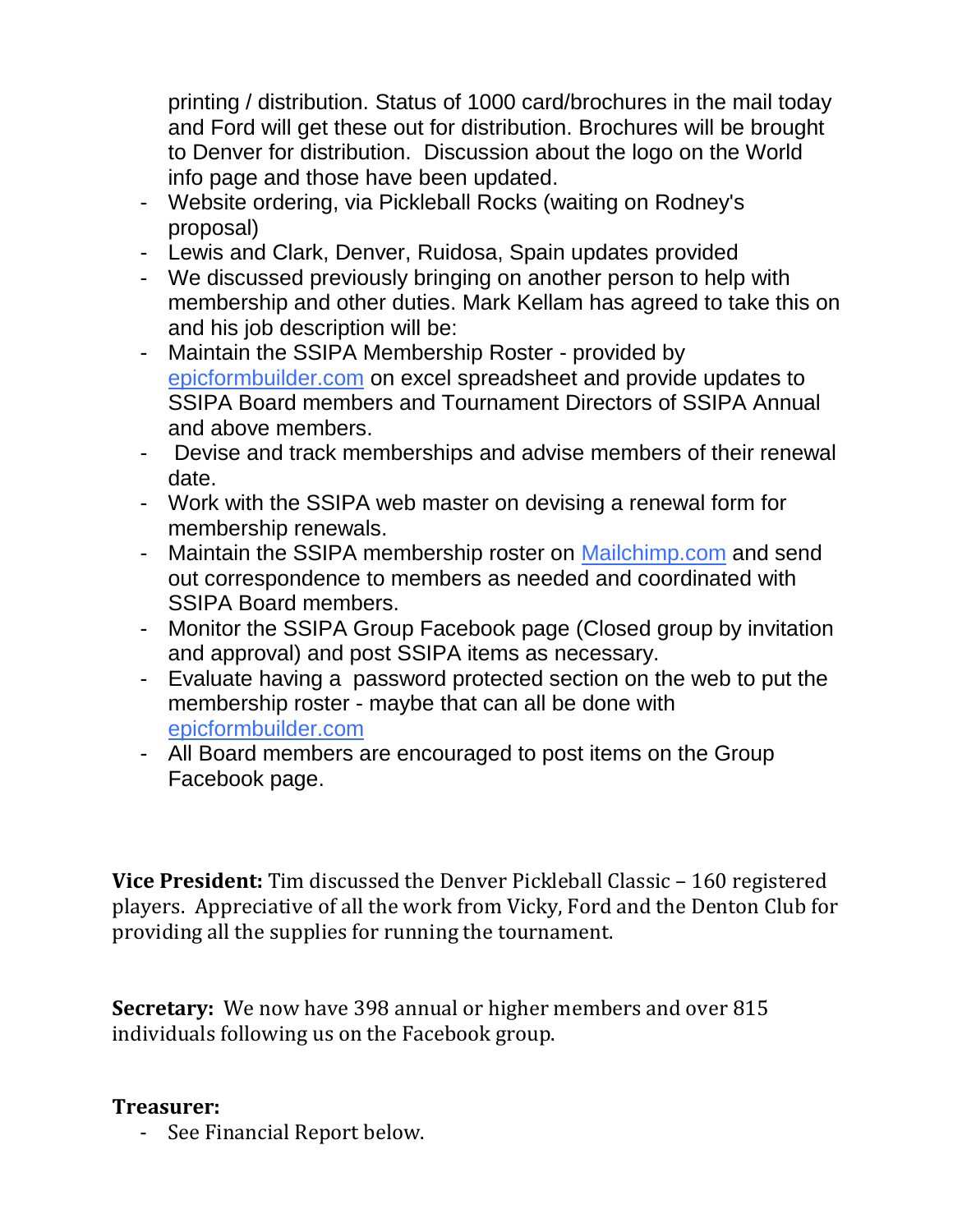printing / distribution. Status of 1000 card/brochures in the mail today and Ford will get these out for distribution. Brochures will be brought to Denver for distribution. Discussion about the logo on the World info page and those have been updated.

- Website ordering, via Pickleball Rocks (waiting on Rodney's proposal)
- Lewis and Clark, Denver, Ruidosa, Spain updates provided
- We discussed previously bringing on another person to help with membership and other duties. Mark Kellam has agreed to take this on and his job description will be:
- Maintain the SSIPA Membership Roster - provided by epicformbuilder.com on excel spreadsheet and provide updates to SSIPA Board members and Tournament Directors of SSIPA Annual and above members.
- Devise and track memberships and advise members of their renewal date.
- Work with the SSIPA web master on devising a renewal form for membership renewals.
- Maintain the SSIPA membership roster on Mailchimp.com and send out correspondence to members as needed and coordinated with SSIPA Board members.
- Monitor the SSIPA Group Facebook page (Closed group by invitation and approval) and post SSIPA items as necessary.
- Evaluate having a password protected section on the web to put the membership roster - maybe that can all be done with epicformbuilder.com
- All Board members are encouraged to post items on the Group Facebook page.

**Vice President:** Tim discussed the Denver Pickleball Classic – 160 registered players. Appreciative of all the work from Vicky, Ford and the Denton Club for providing all the supplies for running the tournament.

**Secretary:** We now have 398 annual or higher members and over 815 individuals following us on the Facebook group.

**Treasurer:**

- See Financial Report below.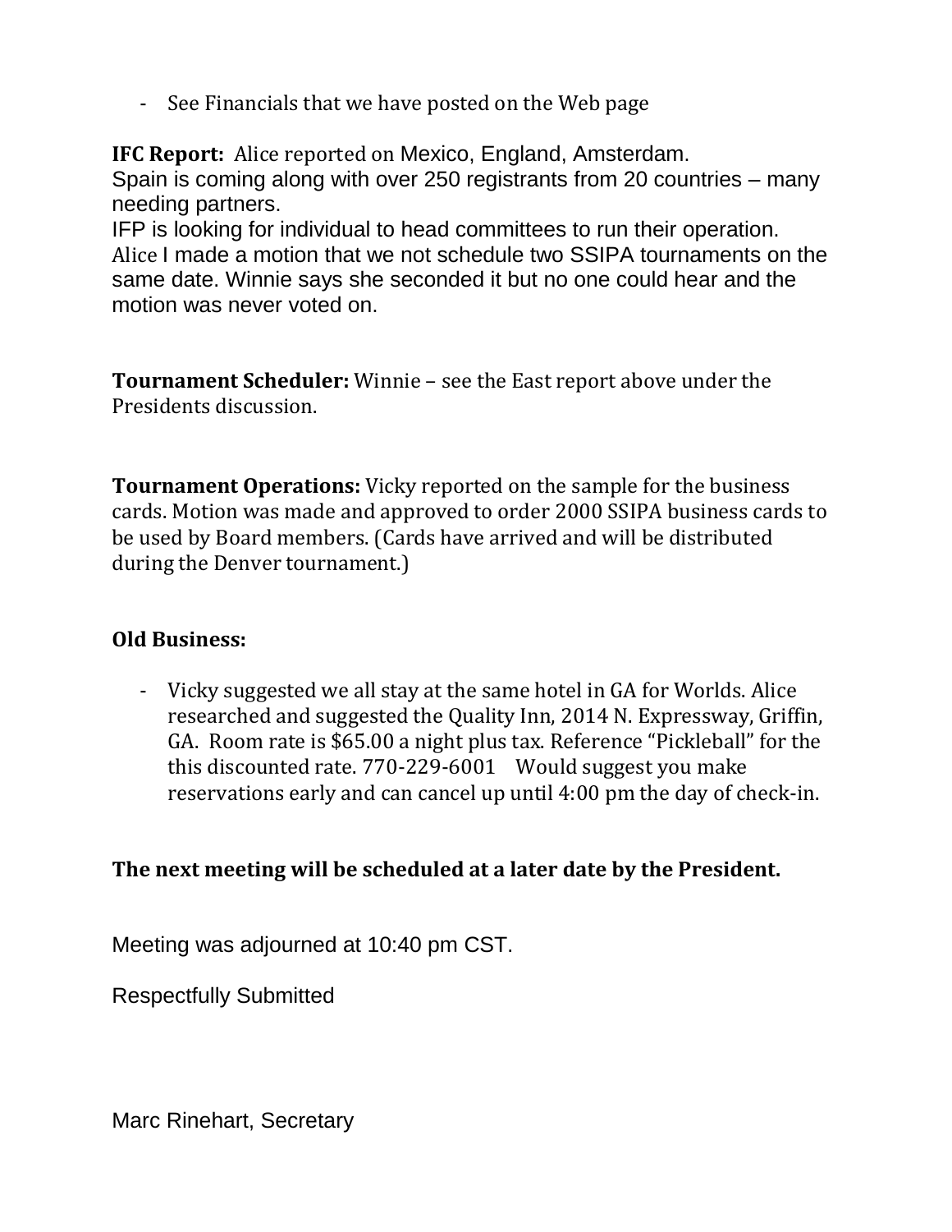- See Financials that we have posted on the Web page

**IFC Report:** Alice reported on Mexico, England, Amsterdam.
Spain is coming along with over 250 registrants from 20 countries – many needing partners.
IFP is looking for individual to head committees to run their operation.
Alice I made a motion that we not schedule two SSIPA tournaments on the same date. Winnie says she seconded it but no one could hear and the motion was never voted on.

**Tournament Scheduler:** Winnie – see the East report above under the Presidents discussion.

**Tournament Operations:** Vicky reported on the sample for the business cards. Motion was made and approved to order 2000 SSIPA business cards to be used by Board members. (Cards have arrived and will be distributed during the Denver tournament.)

**Old Business:**

- Vicky suggested we all stay at the same hotel in GA for Worlds. Alice researched and suggested the Quality Inn, 2014 N. Expressway, Griffin, GA. Room rate is $65.00 a night plus tax. Reference "Pickleball" for the this discounted rate. 770-229-6001 Would suggest you make reservations early and can cancel up until 4:00 pm the day of check-in.

**The next meeting will be scheduled at a later date by the President.**

Meeting was adjourned at 10:40 pm CST.

Respectfully Submitted

Marc Rinehart, Secretary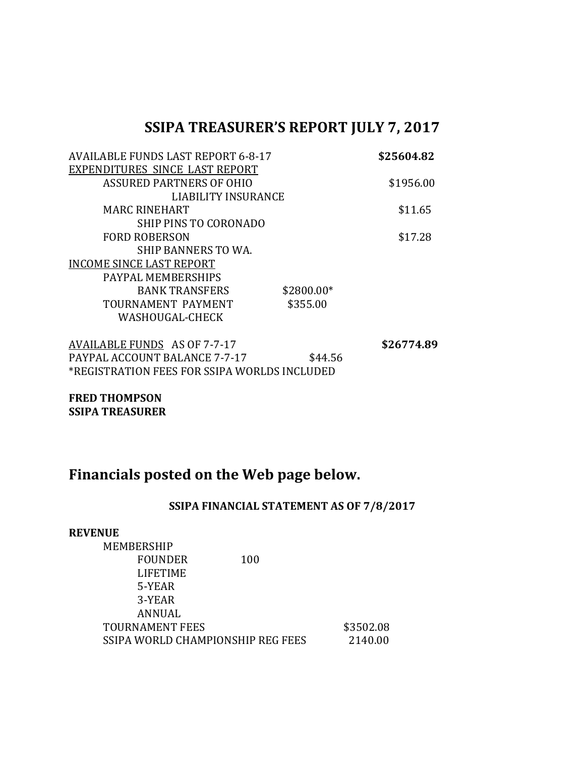# SSIPA TREASURER'S REPORT JULY 7, 2017

| | | |
|---|---|---|
| AVAILABLE FUNDS LAST REPORT 6-8-17 | | **$25604.82** |
| <u>EXPENDITURES SINCE LAST REPORT</u> | | |
| ASSURED PARTNERS OF OHIO | | $1956.00 |
| LIABILITY INSURANCE | | |
| MARC RINEHART | | $11.65 |
| SHIP PINS TO CORONADO | | |
| FORD ROBERSON | | $17.28 |
| SHIP BANNERS TO WA. | | |
| <u>INCOME SINCE LAST REPORT</u> | | |
| PAYPAL MEMBERSHIPS | | |
| BANK TRANSFERS | $2800.00* | |
| TOURNAMENT PAYMENT | $355.00 | |
| WASHOUGAL-CHECK | | |
| <u>AVAILABLE FUNDS</u> AS OF 7-7-17 | | **$26774.89** |
| PAYPAL ACCOUNT BALANCE 7-7-17 | $44.56 | |

*REGISTRATION FEES FOR SSIPA WORLDS INCLUDED

**FRED THOMPSON**
**SSIPA TREASURER**

## Financials posted on the Web page below.

### SSIPA FINANCIAL STATEMENT AS OF 7/8/2017

**REVENUE**

| | | |
|---|---|---|
| MEMBERSHIP | | |
| FOUNDER | 100 | |
| LIFETIME | | |
| 5-YEAR | | |
| 3-YEAR | | |
| ANNUAL | | |
| TOURNAMENT FEES | | $3502.08 |
| SSIPA WORLD CHAMPIONSHIP REG FEES | | 2140.00 |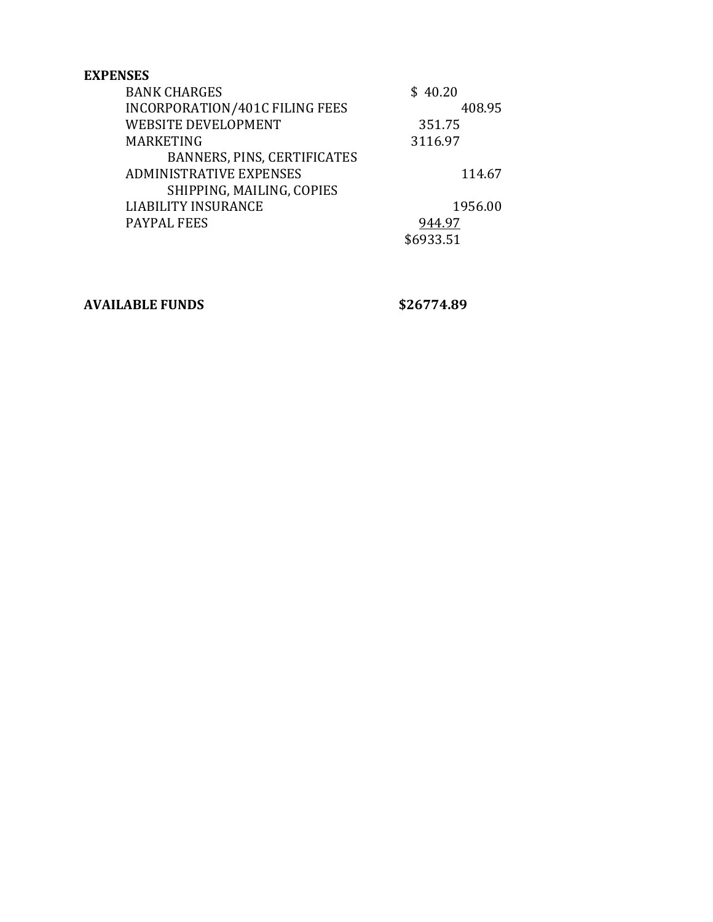**EXPENSES**

| | |
|---|---|
| BANK CHARGES | $ 40.20 |
| INCORPORATION/401C FILING FEES | 408.95 |
| WEBSITE DEVELOPMENT | 351.75 |
| MARKETING | 3116.97 |
| BANNERS, PINS, CERTIFICATES | |
| ADMINISTRATIVE EXPENSES | 114.67 |
| SHIPPING, MAILING, COPIES | |
| LIABILITY INSURANCE | 1956.00 |
| PAYPAL FEES | 944.97 |
| | $6933.51 |

**AVAILABLE FUNDS** **$26774.89**